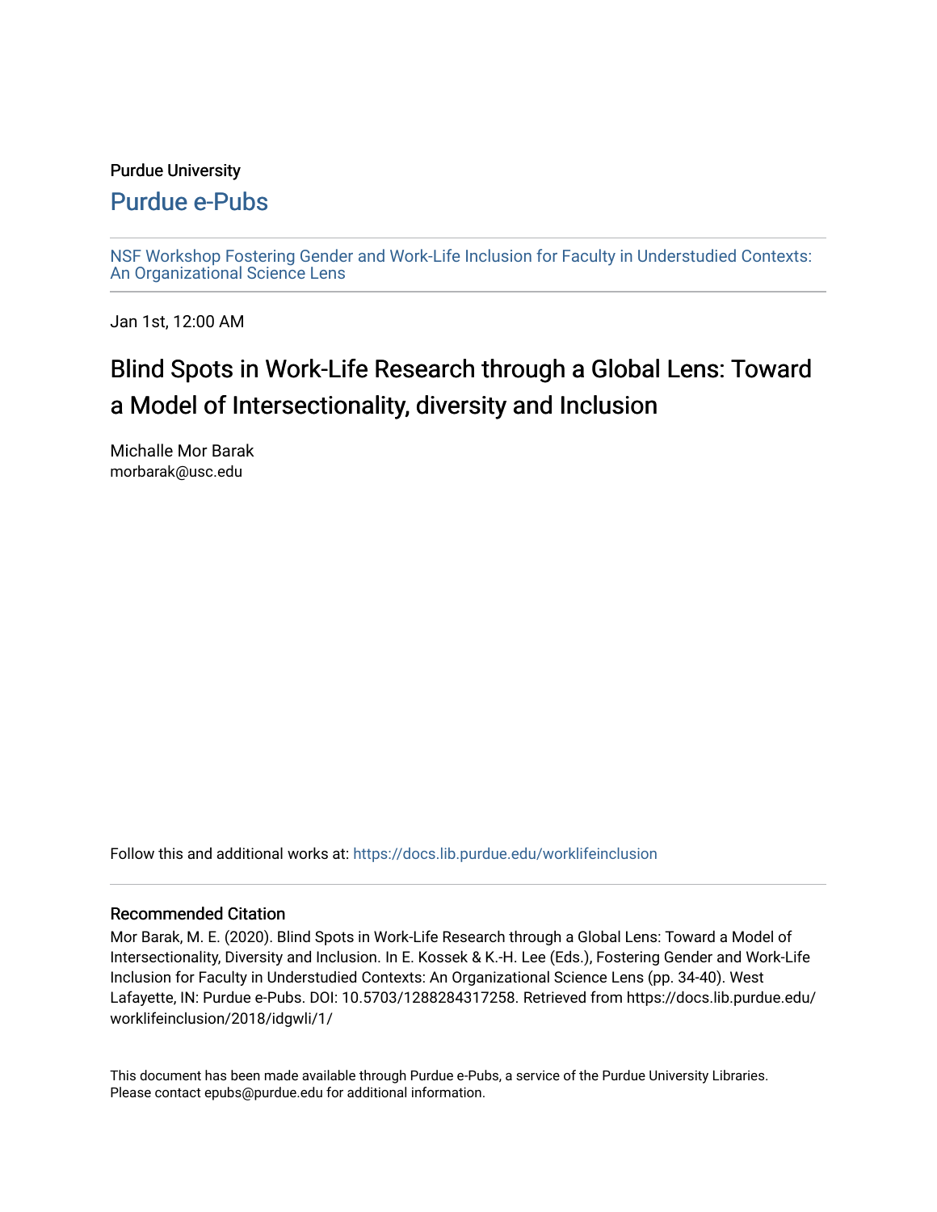Purdue University

# Purdue e-Pubs

NSF Workshop Fostering Gender and Work-Life Inclusion for Faculty in Understudied Contexts: An Organizational Science Lens

Jan 1st, 12:00 AM

## Blind Spots in Work-Life Research through a Global Lens: Toward a Model of Intersectionality, diversity and Inclusion

Michalle Mor Barak
morbarak@usc.edu

Follow this and additional works at: https://docs.lib.purdue.edu/worklifeinclusion

### Recommended Citation

Mor Barak, M. E. (2020). Blind Spots in Work-Life Research through a Global Lens: Toward a Model of Intersectionality, Diversity and Inclusion. In E. Kossek & K.-H. Lee (Eds.), Fostering Gender and Work-Life Inclusion for Faculty in Understudied Contexts: An Organizational Science Lens (pp. 34-40). West Lafayette, IN: Purdue e-Pubs. DOI: 10.5703/1288284317258. Retrieved from https://docs.lib.purdue.edu/worklifeinclusion/2018/idgwli/1/

This document has been made available through Purdue e-Pubs, a service of the Purdue University Libraries. Please contact epubs@purdue.edu for additional information.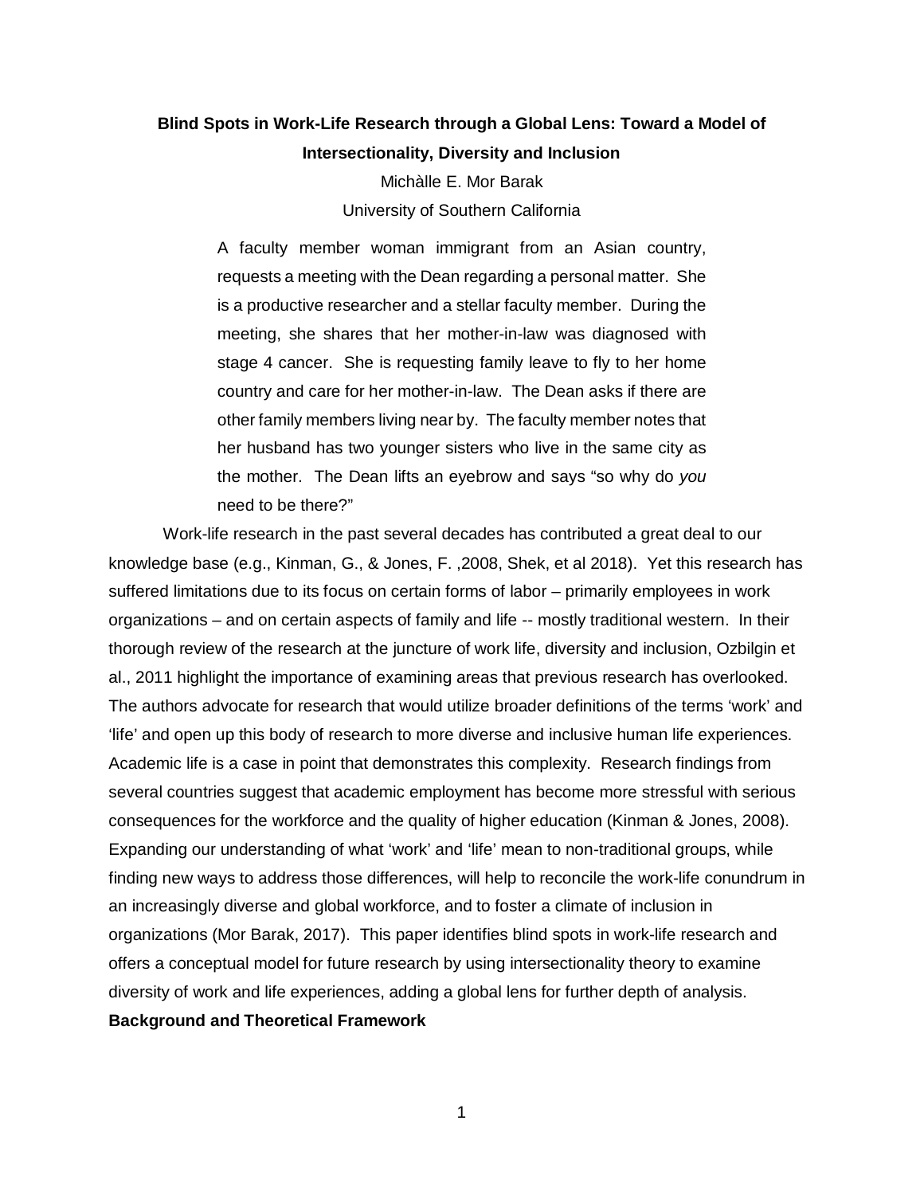# Blind Spots in Work-Life Research through a Global Lens: Toward a Model of Intersectionality, Diversity and Inclusion

Michàlle E. Mor Barak

University of Southern California

> A faculty member woman immigrant from an Asian country, requests a meeting with the Dean regarding a personal matter. She is a productive researcher and a stellar faculty member. During the meeting, she shares that her mother-in-law was diagnosed with stage 4 cancer. She is requesting family leave to fly to her home country and care for her mother-in-law. The Dean asks if there are other family members living near by. The faculty member notes that her husband has two younger sisters who live in the same city as the mother. The Dean lifts an eyebrow and says "so why do *you* need to be there?"

Work-life research in the past several decades has contributed a great deal to our knowledge base (e.g., Kinman, G., & Jones, F. ,2008, Shek, et al 2018). Yet this research has suffered limitations due to its focus on certain forms of labor – primarily employees in work organizations – and on certain aspects of family and life -- mostly traditional western. In their thorough review of the research at the juncture of work life, diversity and inclusion, Ozbilgin et al., 2011 highlight the importance of examining areas that previous research has overlooked. The authors advocate for research that would utilize broader definitions of the terms 'work' and 'life' and open up this body of research to more diverse and inclusive human life experiences. Academic life is a case in point that demonstrates this complexity. Research findings from several countries suggest that academic employment has become more stressful with serious consequences for the workforce and the quality of higher education (Kinman & Jones, 2008). Expanding our understanding of what 'work' and 'life' mean to non-traditional groups, while finding new ways to address those differences, will help to reconcile the work-life conundrum in an increasingly diverse and global workforce, and to foster a climate of inclusion in organizations (Mor Barak, 2017). This paper identifies blind spots in work-life research and offers a conceptual model for future research by using intersectionality theory to examine diversity of work and life experiences, adding a global lens for further depth of analysis.

## Background and Theoretical Framework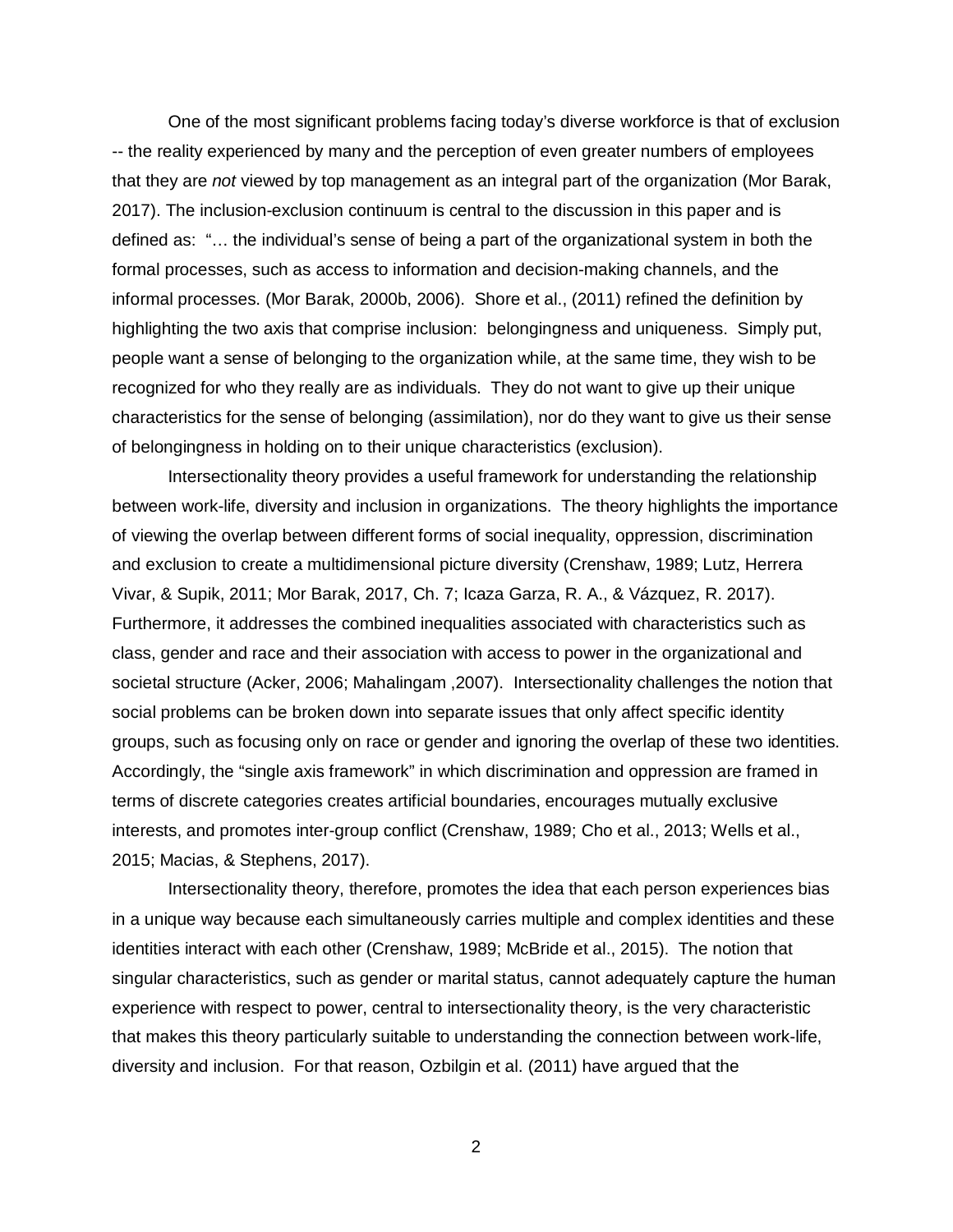One of the most significant problems facing today's diverse workforce is that of exclusion -- the reality experienced by many and the perception of even greater numbers of employees that they are *not* viewed by top management as an integral part of the organization (Mor Barak, 2017). The inclusion-exclusion continuum is central to the discussion in this paper and is defined as: "… the individual's sense of being a part of the organizational system in both the formal processes, such as access to information and decision-making channels, and the informal processes. (Mor Barak, 2000b, 2006). Shore et al., (2011) refined the definition by highlighting the two axis that comprise inclusion: belongingness and uniqueness. Simply put, people want a sense of belonging to the organization while, at the same time, they wish to be recognized for who they really are as individuals. They do not want to give up their unique characteristics for the sense of belonging (assimilation), nor do they want to give us their sense of belongingness in holding on to their unique characteristics (exclusion).

Intersectionality theory provides a useful framework for understanding the relationship between work-life, diversity and inclusion in organizations. The theory highlights the importance of viewing the overlap between different forms of social inequality, oppression, discrimination and exclusion to create a multidimensional picture diversity (Crenshaw, 1989; Lutz, Herrera Vivar, & Supik, 2011; Mor Barak, 2017, Ch. 7; Icaza Garza, R. A., & Vázquez, R. 2017). Furthermore, it addresses the combined inequalities associated with characteristics such as class, gender and race and their association with access to power in the organizational and societal structure (Acker, 2006; Mahalingam ,2007). Intersectionality challenges the notion that social problems can be broken down into separate issues that only affect specific identity groups, such as focusing only on race or gender and ignoring the overlap of these two identities. Accordingly, the "single axis framework" in which discrimination and oppression are framed in terms of discrete categories creates artificial boundaries, encourages mutually exclusive interests, and promotes inter-group conflict (Crenshaw, 1989; Cho et al., 2013; Wells et al., 2015; Macias, & Stephens, 2017).

Intersectionality theory, therefore, promotes the idea that each person experiences bias in a unique way because each simultaneously carries multiple and complex identities and these identities interact with each other (Crenshaw, 1989; McBride et al., 2015). The notion that singular characteristics, such as gender or marital status, cannot adequately capture the human experience with respect to power, central to intersectionality theory, is the very characteristic that makes this theory particularly suitable to understanding the connection between work-life, diversity and inclusion. For that reason, Ozbilgin et al. (2011) have argued that the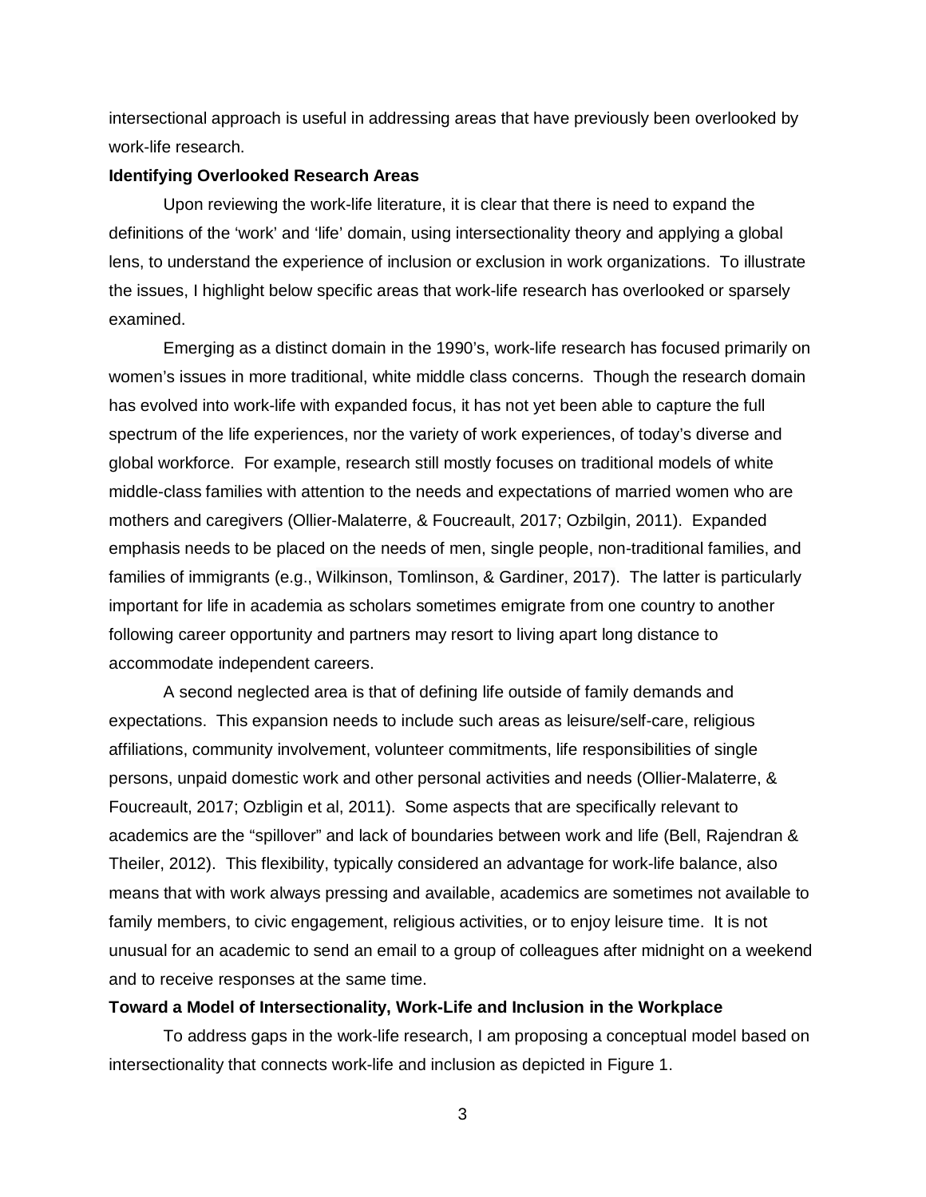intersectional approach is useful in addressing areas that have previously been overlooked by work-life research.

**Identifying Overlooked Research Areas**

Upon reviewing the work-life literature, it is clear that there is need to expand the definitions of the 'work' and 'life' domain, using intersectionality theory and applying a global lens, to understand the experience of inclusion or exclusion in work organizations. To illustrate the issues, I highlight below specific areas that work-life research has overlooked or sparsely examined.

Emerging as a distinct domain in the 1990's, work-life research has focused primarily on women's issues in more traditional, white middle class concerns. Though the research domain has evolved into work-life with expanded focus, it has not yet been able to capture the full spectrum of the life experiences, nor the variety of work experiences, of today's diverse and global workforce. For example, research still mostly focuses on traditional models of white middle-class families with attention to the needs and expectations of married women who are mothers and caregivers (Ollier-Malaterre, & Foucreault, 2017; Ozbilgin, 2011). Expanded emphasis needs to be placed on the needs of men, single people, non-traditional families, and families of immigrants (e.g., Wilkinson, Tomlinson, & Gardiner, 2017). The latter is particularly important for life in academia as scholars sometimes emigrate from one country to another following career opportunity and partners may resort to living apart long distance to accommodate independent careers.

A second neglected area is that of defining life outside of family demands and expectations. This expansion needs to include such areas as leisure/self-care, religious affiliations, community involvement, volunteer commitments, life responsibilities of single persons, unpaid domestic work and other personal activities and needs (Ollier-Malaterre, & Foucreault, 2017; Ozbligin et al, 2011). Some aspects that are specifically relevant to academics are the "spillover" and lack of boundaries between work and life (Bell, Rajendran & Theiler, 2012). This flexibility, typically considered an advantage for work-life balance, also means that with work always pressing and available, academics are sometimes not available to family members, to civic engagement, religious activities, or to enjoy leisure time. It is not unusual for an academic to send an email to a group of colleagues after midnight on a weekend and to receive responses at the same time.

**Toward a Model of Intersectionality, Work-Life and Inclusion in the Workplace**

To address gaps in the work-life research, I am proposing a conceptual model based on intersectionality that connects work-life and inclusion as depicted in Figure 1.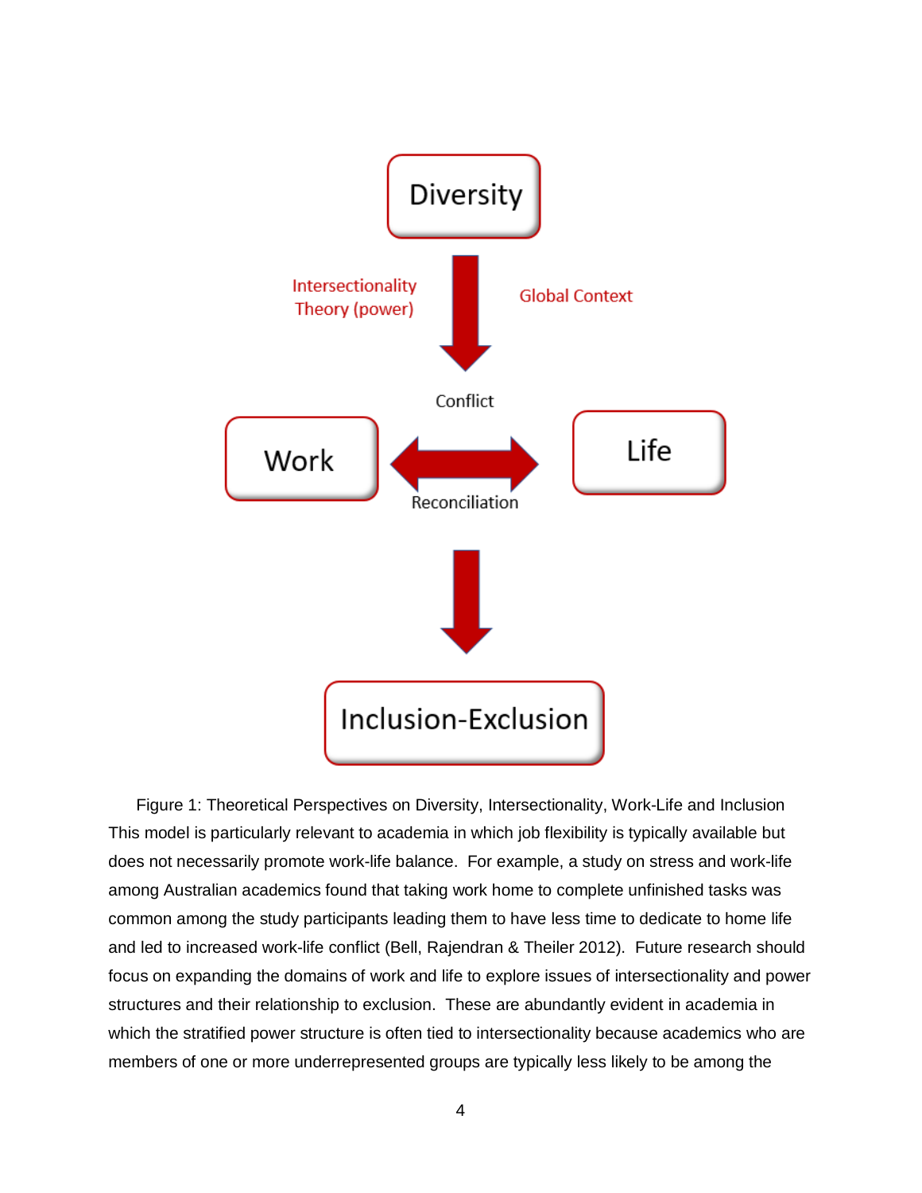Figure 1: Theoretical Perspectives on Diversity, Intersectionality, Work-Life and Inclusion

This model is particularly relevant to academia in which job flexibility is typically available but does not necessarily promote work-life balance. For example, a study on stress and work-life among Australian academics found that taking work home to complete unfinished tasks was common among the study participants leading them to have less time to dedicate to home life and led to increased work-life conflict (Bell, Rajendran & Theiler 2012). Future research should focus on expanding the domains of work and life to explore issues of intersectionality and power structures and their relationship to exclusion. These are abundantly evident in academia in which the stratified power structure is often tied to intersectionality because academics who are members of one or more underrepresented groups are typically less likely to be among the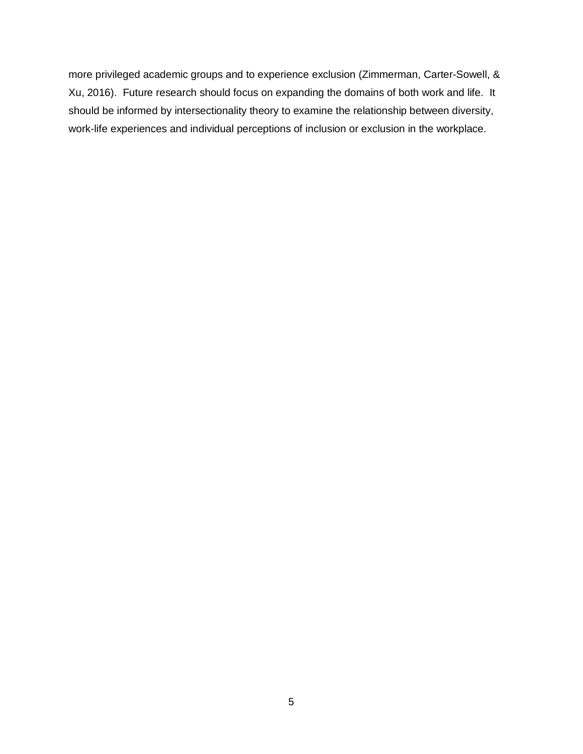more privileged academic groups and to experience exclusion (Zimmerman, Carter-Sowell, & Xu, 2016). Future research should focus on expanding the domains of both work and life. It should be informed by intersectionality theory to examine the relationship between diversity, work-life experiences and individual perceptions of inclusion or exclusion in the workplace.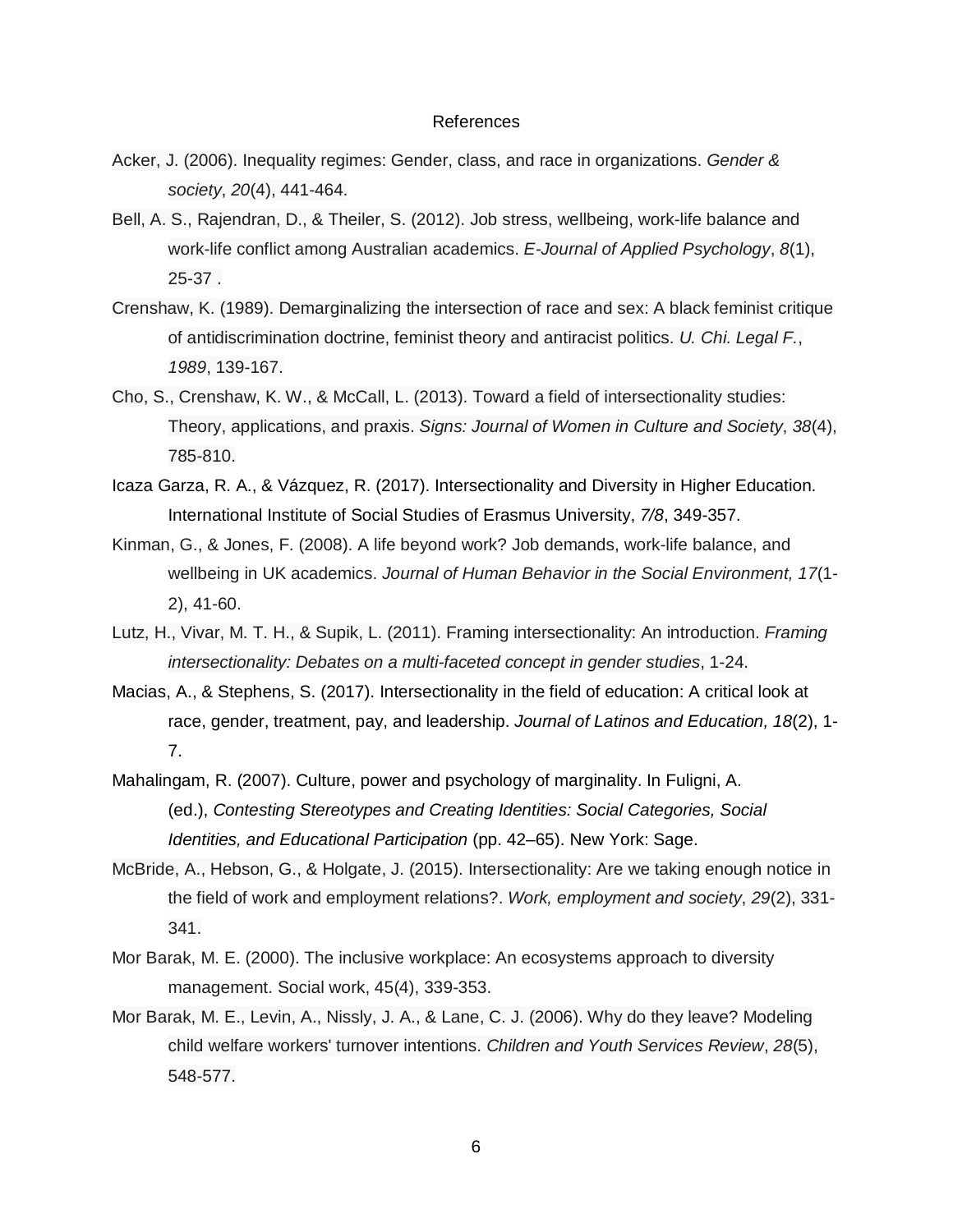# References

Acker, J. (2006). Inequality regimes: Gender, class, and race in organizations. *Gender & society*, *20*(4), 441-464.

Bell, A. S., Rajendran, D., & Theiler, S. (2012). Job stress, wellbeing, work-life balance and work-life conflict among Australian academics. *E-Journal of Applied Psychology*, *8*(1), 25-37 .

Crenshaw, K. (1989). Demarginalizing the intersection of race and sex: A black feminist critique of antidiscrimination doctrine, feminist theory and antiracist politics. *U. Chi. Legal F.*, *1989*, 139-167.

Cho, S., Crenshaw, K. W., & McCall, L. (2013). Toward a field of intersectionality studies: Theory, applications, and praxis. *Signs: Journal of Women in Culture and Society*, *38*(4), 785-810.

Icaza Garza, R. A., & Vázquez, R. (2017). Intersectionality and Diversity in Higher Education. International Institute of Social Studies of Erasmus University, *7/8*, 349-357.

Kinman, G., & Jones, F. (2008). A life beyond work? Job demands, work-life balance, and wellbeing in UK academics. *Journal of Human Behavior in the Social Environment, 17*(1-2), 41-60.

Lutz, H., Vivar, M. T. H., & Supik, L. (2011). Framing intersectionality: An introduction. *Framing intersectionality: Debates on a multi-faceted concept in gender studies*, 1-24.

Macias, A., & Stephens, S. (2017). Intersectionality in the field of education: A critical look at race, gender, treatment, pay, and leadership. *Journal of Latinos and Education, 18*(2), 1-7.

Mahalingam, R. (2007). Culture, power and psychology of marginality. In Fuligni, A. (ed.), *Contesting Stereotypes and Creating Identities: Social Categories, Social Identities, and Educational Participation* (pp. 42–65). New York: Sage.

McBride, A., Hebson, G., & Holgate, J. (2015). Intersectionality: Are we taking enough notice in the field of work and employment relations?. *Work, employment and society*, *29*(2), 331-341.

Mor Barak, M. E. (2000). The inclusive workplace: An ecosystems approach to diversity management. Social work, 45(4), 339-353.

Mor Barak, M. E., Levin, A., Nissly, J. A., & Lane, C. J. (2006). Why do they leave? Modeling child welfare workers' turnover intentions. *Children and Youth Services Review*, *28*(5), 548-577.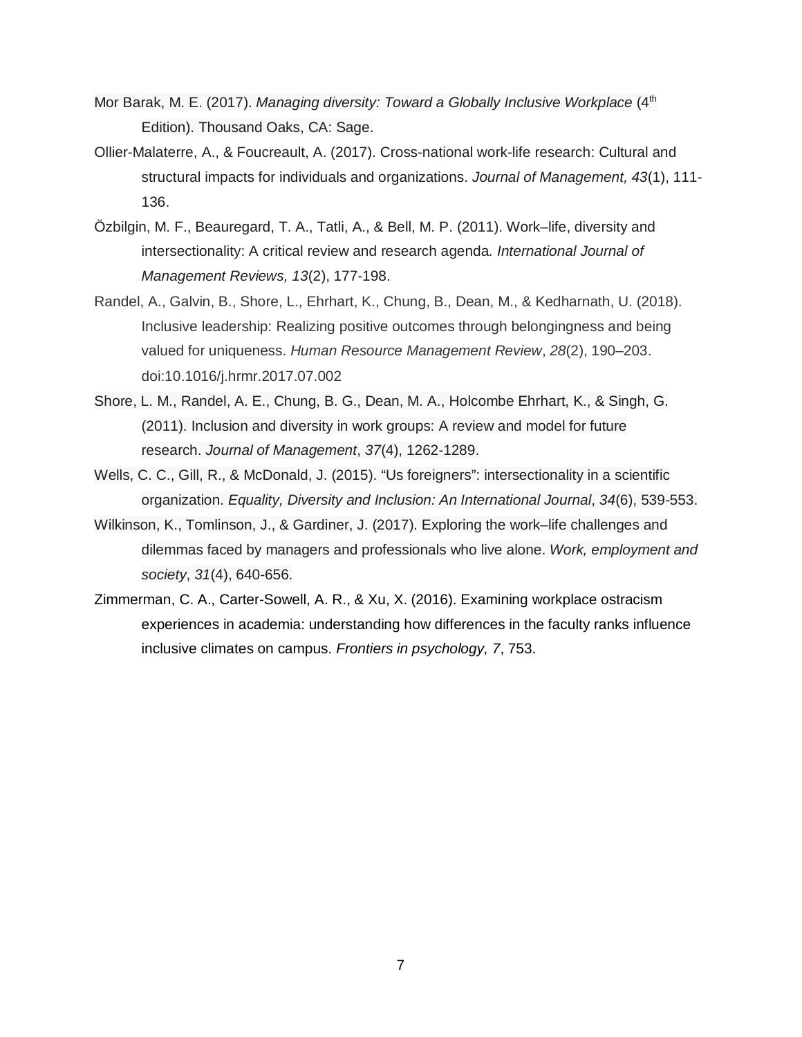Mor Barak, M. E. (2017). *Managing diversity: Toward a Globally Inclusive Workplace* (4th Edition). Thousand Oaks, CA: Sage.

Ollier-Malaterre, A., & Foucreault, A. (2017). Cross-national work-life research: Cultural and structural impacts for individuals and organizations. *Journal of Management, 43*(1), 111-136.

Özbilgin, M. F., Beauregard, T. A., Tatli, A., & Bell, M. P. (2011). Work–life, diversity and intersectionality: A critical review and research agenda. *International Journal of Management Reviews, 13*(2), 177-198.

Randel, A., Galvin, B., Shore, L., Ehrhart, K., Chung, B., Dean, M., & Kedharnath, U. (2018). Inclusive leadership: Realizing positive outcomes through belongingness and being valued for uniqueness. *Human Resource Management Review*, *28*(2), 190–203. doi:10.1016/j.hrmr.2017.07.002

Shore, L. M., Randel, A. E., Chung, B. G., Dean, M. A., Holcombe Ehrhart, K., & Singh, G. (2011). Inclusion and diversity in work groups: A review and model for future research. *Journal of Management*, *37*(4), 1262-1289.

Wells, C. C., Gill, R., & McDonald, J. (2015). "Us foreigners": intersectionality in a scientific organization. *Equality, Diversity and Inclusion: An International Journal*, *34*(6), 539-553.

Wilkinson, K., Tomlinson, J., & Gardiner, J. (2017). Exploring the work–life challenges and dilemmas faced by managers and professionals who live alone. *Work, employment and society*, *31*(4), 640-656.

Zimmerman, C. A., Carter-Sowell, A. R., & Xu, X. (2016). Examining workplace ostracism experiences in academia: understanding how differences in the faculty ranks influence inclusive climates on campus. *Frontiers in psychology, 7*, 753.